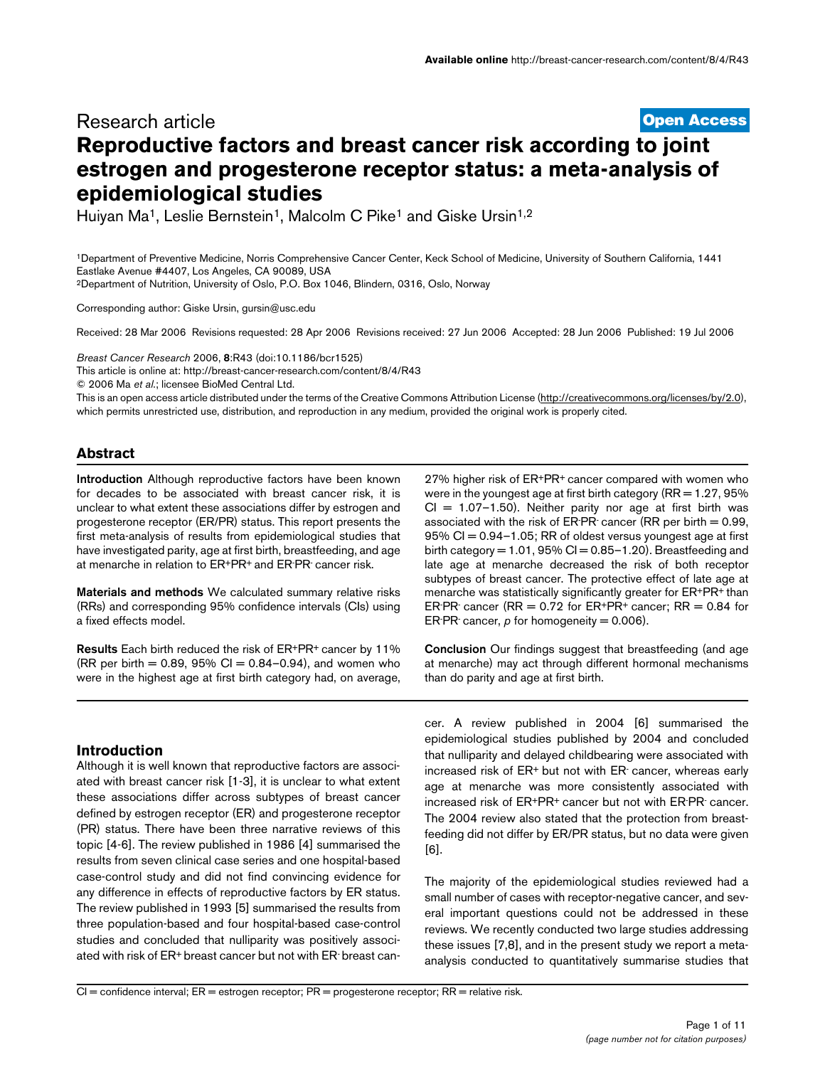Research article

**Open Access**

# Reproductive factors and breast cancer risk according to joint estrogen and progesterone receptor status: a meta-analysis of epidemiological studies

Huiyan Ma[1], Leslie Bernstein[1], Malcolm C Pike[1] and Giske Ursin[1,2]

[1]Department of Preventive Medicine, Norris Comprehensive Cancer Center, Keck School of Medicine, University of Southern California, 1441 Eastlake Avenue #4407, Los Angeles, CA 90089, USA
[2]Department of Nutrition, University of Oslo, P.O. Box 1046, Blindern, 0316, Oslo, Norway

Corresponding author: Giske Ursin, gursin@usc.edu

Received: 28 Mar 2006 Revisions requested: 28 Apr 2006 Revisions received: 27 Jun 2006 Accepted: 28 Jun 2006 Published: 19 Jul 2006

*Breast Cancer Research* 2006, **8**:R43 (doi:10.1186/bcr1525)
This article is online at: http://breast-cancer-research.com/content/8/4/R43
© 2006 Ma *et al.*; licensee BioMed Central Ltd.
This is an open access article distributed under the terms of the Creative Commons Attribution License (http://creativecommons.org/licenses/by/2.0), which permits unrestricted use, distribution, and reproduction in any medium, provided the original work is properly cited.

## Abstract

**Introduction** Although reproductive factors have been known for decades to be associated with breast cancer risk, it is unclear to what extent these associations differ by estrogen and progesterone receptor (ER/PR) status. This report presents the first meta-analysis of results from epidemiological studies that have investigated parity, age at first birth, breastfeeding, and age at menarche in relation to $ER^+PR^+$ and $ER^-PR^-$ cancer risk.

**Materials and methods** We calculated summary relative risks (RRs) and corresponding 95% confidence intervals (CIs) using a fixed effects model.

**Results** Each birth reduced the risk of $ER^+PR^+$ cancer by 11% (RR per birth = 0.89, 95% CI = 0.84–0.94), and women who were in the highest age at first birth category had, on average, 27% higher risk of $ER^+PR^+$ cancer compared with women who were in the youngest age at first birth category (RR = 1.27, 95% CI = 1.07–1.50). Neither parity nor age at first birth was associated with the risk of $ER^-PR^-$ cancer (RR per birth = 0.99, 95% CI = 0.94–1.05; RR of oldest versus youngest age at first birth category = 1.01, 95% CI = 0.85–1.20). Breastfeeding and late age at menarche decreased the risk of both receptor subtypes of breast cancer. The protective effect of late age at menarche was statistically significantly greater for $ER^+PR^+$ than $ER^-PR^-$ cancer (RR = 0.72 for $ER^+PR^+$ cancer; RR = 0.84 for $ER^-PR^-$ cancer, $p$ for homogeneity = 0.006).

**Conclusion** Our findings suggest that breastfeeding (and age at menarche) may act through different hormonal mechanisms than do parity and age at first birth.

## Introduction

Although it is well known that reproductive factors are associated with breast cancer risk [1-3], it is unclear to what extent these associations differ across subtypes of breast cancer defined by estrogen receptor (ER) and progesterone receptor (PR) status. There have been three narrative reviews of this topic [4-6]. The review published in 1986 [4] summarised the results from seven clinical case series and one hospital-based case-control study and did not find convincing evidence for any difference in effects of reproductive factors by ER status. The review published in 1993 [5] summarised the results from three population-based and four hospital-based case-control studies and concluded that nulliparity was positively associated with risk of $ER^+$ breast cancer but not with $ER^-$ breast cancer. A review published in 2004 [6] summarised the epidemiological studies published by 2004 and concluded that nulliparity and delayed childbearing were associated with increased risk of $ER^+$ but not with $ER^-$ cancer, whereas early age at menarche was more consistently associated with increased risk of $ER^+PR^+$ cancer but not with $ER^-PR^-$ cancer. The 2004 review also stated that the protection from breastfeeding did not differ by ER/PR status, but no data were given [6].

The majority of the epidemiological studies reviewed had a small number of cases with receptor-negative cancer, and several important questions could not be addressed in these reviews. We recently conducted two large studies addressing these issues [7,8], and in the present study we report a meta-analysis conducted to quantitatively summarise studies that

CI = confidence interval; ER = estrogen receptor; PR = progesterone receptor; RR = relative risk.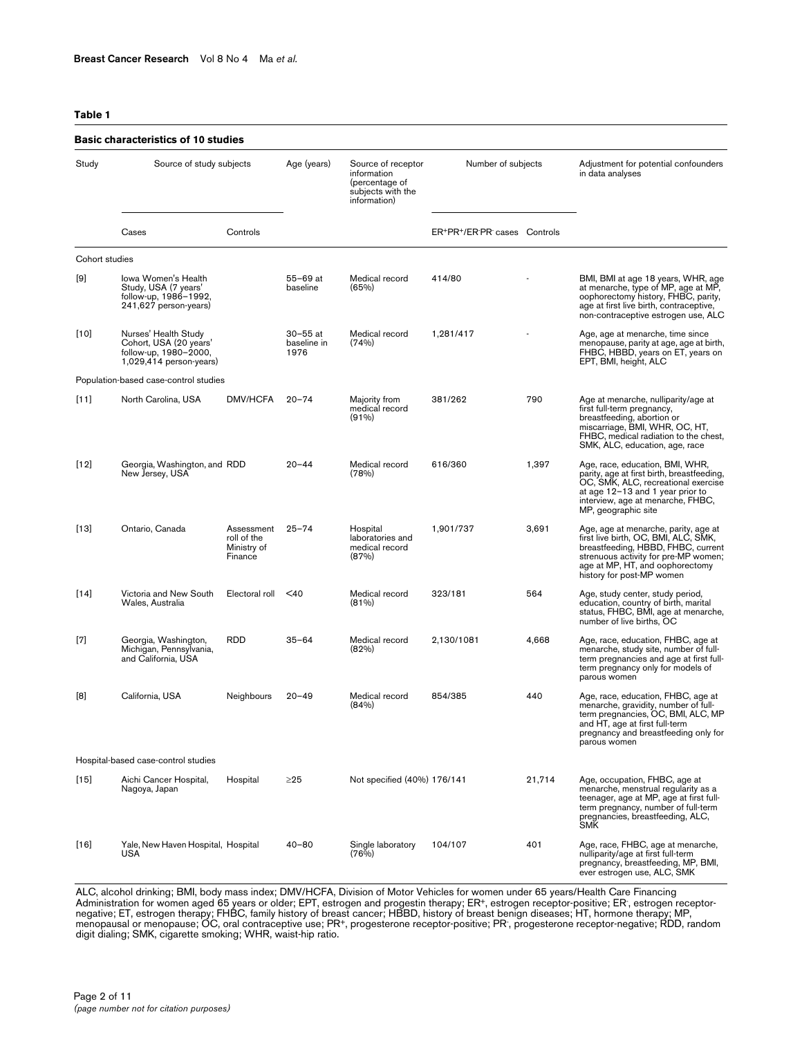**Table 1**

**Basic characteristics of 10 studies**

| Study | Source of study subjects | | Age (years) | Source of receptor information (percentage of subjects with the information) | Number of subjects | | Adjustment for potential confounders in data analyses |
|---|---|---|---|---|---|---|---|
| | Cases | Controls | | | $ER^+PR^+$/$ER^-PR^-$ cases | Controls | |
| Cohort studies | | | | | | | |
| [9] | Iowa Women's Health Study, USA (7 years' follow-up, 1986–1992, 241,627 person-years) | | 55–69 at baseline | Medical record (65%) | 414/80 | - | BMI, BMI at age 18 years, WHR, age at menarche, type of MP, age at MP, oophorectomy history, FHBC, parity, age at first live birth, contraceptive, non-contraceptive estrogen use, ALC |
| [10] | Nurses' Health Study Cohort, USA (20 years' follow-up, 1980–2000, 1,029,414 person-years) | | 30–55 at baseline in 1976 | Medical record (74%) | 1,281/417 | - | Age, age at menarche, time since menopause, parity at age, age at birth, FHBC, HBBD, years on ET, years on EPT, BMI, height, ALC |
| Population-based case-control studies | | | | | | | |
| [11] | North Carolina, USA | DMV/HCFA | 20–74 | Majority from medical record (91%) | 381/262 | 790 | Age at menarche, nulliparity/age at first full-term pregnancy, breastfeeding, abortion or miscarriage, BMI, WHR, OC, HT, FHBC, medical radiation to the chest, SMK, ALC, education, age, race |
| [12] | Georgia, Washington, and New Jersey, USA | RDD | 20–44 | Medical record (78%) | 616/360 | 1,397 | Age, race, education, BMI, WHR, parity, age at first birth, breastfeeding, OC, SMK, ALC, recreational exercise at age 12–13 and 1 year prior to interview, age at menarche, FHBC, MP, geographic site |
| [13] | Ontario, Canada | Assessment roll of the Ministry of Finance | 25–74 | Hospital laboratories and medical record (87%) | 1,901/737 | 3,691 | Age, age at menarche, parity, age at first live birth, OC, BMI, ALC, SMK, breastfeeding, HBBD, FHBC, current strenuous activity for pre-MP women; age at MP, HT, and oophorectomy history for post-MP women |
| [14] | Victoria and New South Wales, Australia | Electoral roll | <40 | Medical record (81%) | 323/181 | 564 | Age, study center, study period, education, country of birth, marital status, FHBC, BMI, age at menarche, number of live births, OC |
| [7] | Georgia, Washington, Michigan, Pennsylvania, and California, USA | RDD | 35–64 | Medical record (82%) | 2,130/1081 | 4,668 | Age, race, education, FHBC, age at menarche, study site, number of full-term pregnancies and age at first full-term pregnancy only for models of parous women |
| [8] | California, USA | Neighbours | 20–49 | Medical record (84%) | 854/385 | 440 | Age, race, education, FHBC, age at menarche, gravidity, number of full-term pregnancies, OC, BMI, ALC, MP and HT, age at first full-term pregnancy and breastfeeding only for parous women |
| Hospital-based case-control studies | | | | | | | |
| [15] | Aichi Cancer Hospital, Nagoya, Japan | Hospital | ≥25 | Not specified (40%) | 176/141 | 21,714 | Age, occupation, FHBC, age at menarche, menstrual regularity as a teenager, age at MP, age at first full-term pregnancy, number of full-term pregnancies, breastfeeding, ALC, SMK |
| [16] | Yale, New Haven Hospital, USA | Hospital | 40–80 | Single laboratory (76%) | 104/107 | 401 | Age, race, FHBC, age at menarche, nulliparity/age at first full-term pregnancy, breastfeeding, MP, BMI, ever estrogen use, ALC, SMK |

ALC, alcohol drinking; BMI, body mass index; DMV/HCFA, Division of Motor Vehicles for women under 65 years/Health Care Financing Administration for women aged 65 years or older; EPT, estrogen and progestin therapy; $ER^+$, estrogen receptor-positive; $ER^-$, estrogen receptor-negative; ET, estrogen therapy; FHBC, family history of breast cancer; HBBD, history of breast benign diseases; HT, hormone therapy; MP, menopausal or menopause; OC, oral contraceptive use; $PR^+$, progesterone receptor-positive; $PR^-$, progesterone receptor-negative; RDD, random digit dialing; SMK, cigarette smoking; WHR, waist-hip ratio.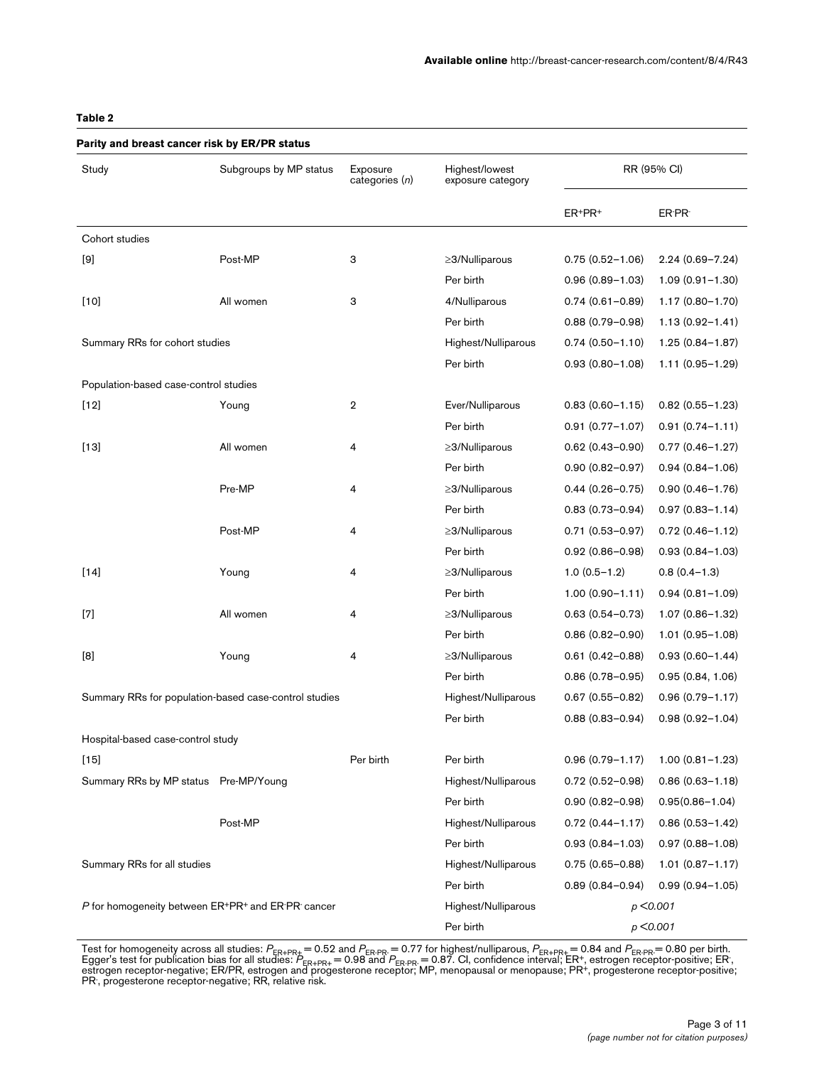**Table 2**

**Parity and breast cancer risk by ER/PR status**

| Study | Subgroups by MP status | Exposure categories (*n*) | Highest/lowest exposure category | RR (95% CI) | |
|---|---|---|---|---|---|
| | | | | $ER^+PR^+$ | $ER^-PR^-$ |
| Cohort studies | | | | | |
| [9] | Post-MP | 3 | ≥3/Nulliparous | 0.75 (0.52–1.06) | 2.24 (0.69–7.24) |
| | | | Per birth | 0.96 (0.89–1.03) | 1.09 (0.91–1.30) |
| [10] | All women | 3 | 4/Nulliparous | 0.74 (0.61–0.89) | 1.17 (0.80–1.70) |
| | | | Per birth | 0.88 (0.79–0.98) | 1.13 (0.92–1.41) |
| Summary RRs for cohort studies | | | Highest/Nulliparous | 0.74 (0.50–1.10) | 1.25 (0.84–1.87) |
| | | | Per birth | 0.93 (0.80–1.08) | 1.11 (0.95–1.29) |
| Population-based case-control studies | | | | | |
| [12] | Young | 2 | Ever/Nulliparous | 0.83 (0.60–1.15) | 0.82 (0.55–1.23) |
| | | | Per birth | 0.91 (0.77–1.07) | 0.91 (0.74–1.11) |
| [13] | All women | 4 | ≥3/Nulliparous | 0.62 (0.43–0.90) | 0.77 (0.46–1.27) |
| | | | Per birth | 0.90 (0.82–0.97) | 0.94 (0.84–1.06) |
| | Pre-MP | 4 | ≥3/Nulliparous | 0.44 (0.26–0.75) | 0.90 (0.46–1.76) |
| | | | Per birth | 0.83 (0.73–0.94) | 0.97 (0.83–1.14) |
| | Post-MP | 4 | ≥3/Nulliparous | 0.71 (0.53–0.97) | 0.72 (0.46–1.12) |
| | | | Per birth | 0.92 (0.86–0.98) | 0.93 (0.84–1.03) |
| [14] | Young | 4 | ≥3/Nulliparous | 1.0 (0.5–1.2) | 0.8 (0.4–1.3) |
| | | | Per birth | 1.00 (0.90–1.11) | 0.94 (0.81–1.09) |
| [7] | All women | 4 | ≥3/Nulliparous | 0.63 (0.54–0.73) | 1.07 (0.86–1.32) |
| | | | Per birth | 0.86 (0.82–0.90) | 1.01 (0.95–1.08) |
| [8] | Young | 4 | ≥3/Nulliparous | 0.61 (0.42–0.88) | 0.93 (0.60–1.44) |
| | | | Per birth | 0.86 (0.78–0.95) | 0.95 (0.84, 1.06) |
| Summary RRs for population-based case-control studies | | | Highest/Nulliparous | 0.67 (0.55–0.82) | 0.96 (0.79–1.17) |
| | | | Per birth | 0.88 (0.83–0.94) | 0.98 (0.92–1.04) |
| Hospital-based case-control study | | | | | |
| [15] | | Per birth | Per birth | 0.96 (0.79–1.17) | 1.00 (0.81–1.23) |
| Summary RRs by MP status | Pre-MP/Young | | Highest/Nulliparous | 0.72 (0.52–0.98) | 0.86 (0.63–1.18) |
| | | | Per birth | 0.90 (0.82–0.98) | 0.95(0.86–1.04) |
| | Post-MP | | Highest/Nulliparous | 0.72 (0.44–1.17) | 0.86 (0.53–1.42) |
| | | | Per birth | 0.93 (0.84–1.03) | 0.97 (0.88–1.08) |
| Summary RRs for all studies | | | Highest/Nulliparous | 0.75 (0.65–0.88) | 1.01 (0.87–1.17) |
| | | | Per birth | 0.89 (0.84–0.94) | 0.99 (0.94–1.05) |
| *P* for homogeneity between $ER^+PR^+$ and $ER^-PR^-$ cancer | | | Highest/Nulliparous | *p* <0.001 | |
| | | | Per birth | *p* <0.001 | |

Test for homogeneity across all studies: $P_{ER+PR+} = 0.52$ and $P_{ER-PR-} = 0.77$ for highest/nulliparous, $P_{ER+PR+} = 0.84$ and $P_{ER-PR-} = 0.80$ per birth. Egger's test for publication bias for all studies: $P_{ER+PR+} = 0.98$ and $P_{ER-PR-} = 0.87$. CI, confidence interval; $ER^+$, estrogen receptor-positive; $ER^-$, estrogen receptor-negative; ER/PR, estrogen and progesterone receptor; MP, menopausal or menopause; $PR^+$, progesterone receptor-positive; $PR^-$, progesterone receptor-negative; RR, relative risk.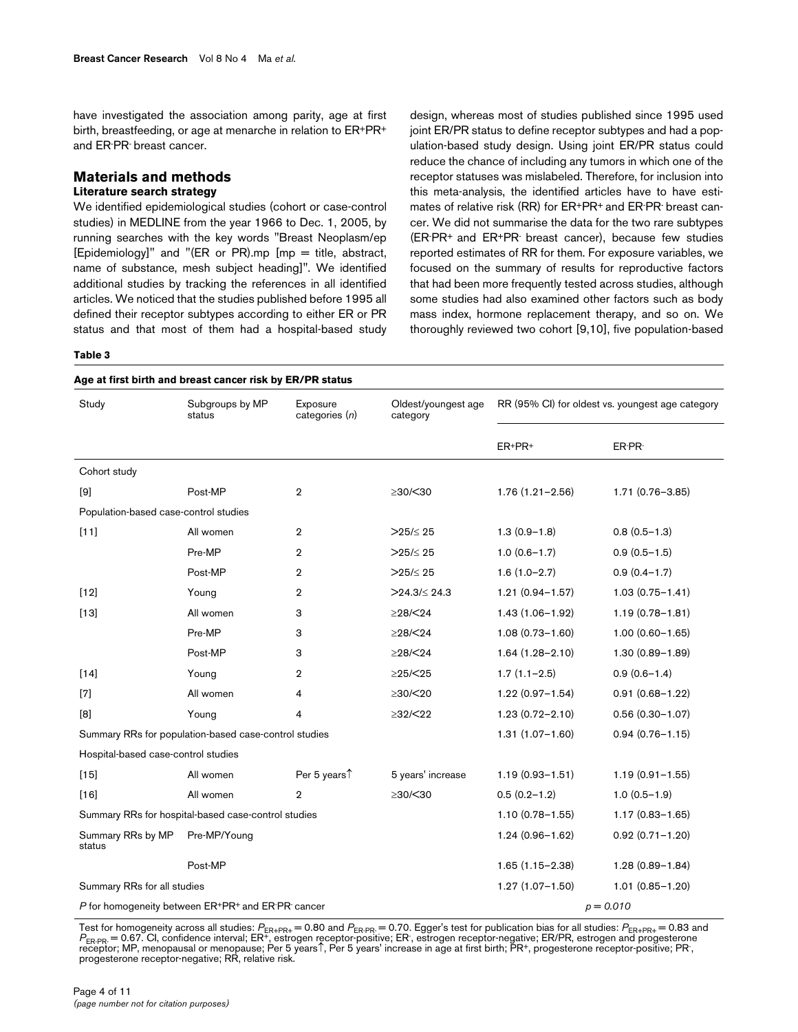have investigated the association among parity, age at first birth, breastfeeding, or age at menarche in relation to ER+PR+ and ER-PR- breast cancer.

## Materials and methods

### Literature search strategy

We identified epidemiological studies (cohort or case-control studies) in MEDLINE from the year 1966 to Dec. 1, 2005, by running searches with the key words "Breast Neoplasm/ep [Epidemiology]" and "(ER or PR).mp [mp = title, abstract, name of substance, mesh subject heading]". We identified additional studies by tracking the references in all identified articles. We noticed that the studies published before 1995 all defined their receptor subtypes according to either ER or PR status and that most of them had a hospital-based study design, whereas most of studies published since 1995 used joint ER/PR status to define receptor subtypes and had a population-based study design. Using joint ER/PR status could reduce the chance of including any tumors in which one of the receptor statuses was mislabeled. Therefore, for inclusion into this meta-analysis, the identified articles have to have estimates of relative risk (RR) for ER+PR+ and ER-PR- breast cancer. We did not summarise the data for the two rare subtypes (ER-PR+ and ER+PR- breast cancer), because few studies reported estimates of RR for them. For exposure variables, we focused on the summary of results for reproductive factors that had been more frequently tested across studies, although some studies had also examined other factors such as body mass index, hormone replacement therapy, and so on. We thoroughly reviewed two cohort [9,10], five population-based

**Table 3**

**Age at first birth and breast cancer risk by ER/PR status**

| Study | Subgroups by MP status | Exposure categories ($n$) | Oldest/youngest age category | RR (95% CI) for oldest vs. youngest age category | |
|---|---|---|---|---|---|
| | | | | ER+PR+ | ER-PR- |
| Cohort study | | | | | |
| [9] | Post-MP | 2 | ≥30/<30 | 1.76 (1.21–2.56) | 1.71 (0.76–3.85) |
| Population-based case-control studies | | | | | |
| [11] | All women | 2 | >25/≤ 25 | 1.3 (0.9–1.8) | 0.8 (0.5–1.3) |
| | Pre-MP | 2 | >25/≤ 25 | 1.0 (0.6–1.7) | 0.9 (0.5–1.5) |
| | Post-MP | 2 | >25/≤ 25 | 1.6 (1.0–2.7) | 0.9 (0.4–1.7) |
| [12] | Young | 2 | >24.3/≤ 24.3 | 1.21 (0.94–1.57) | 1.03 (0.75–1.41) |
| [13] | All women | 3 | ≥28/<24 | 1.43 (1.06–1.92) | 1.19 (0.78–1.81) |
| | Pre-MP | 3 | ≥28/<24 | 1.08 (0.73–1.60) | 1.00 (0.60–1.65) |
| | Post-MP | 3 | ≥28/<24 | 1.64 (1.28–2.10) | 1.30 (0.89–1.89) |
| [14] | Young | 2 | ≥25/<25 | 1.7 (1.1–2.5) | 0.9 (0.6–1.4) |
| [7] | All women | 4 | ≥30/<20 | 1.22 (0.97–1.54) | 0.91 (0.68–1.22) |
| [8] | Young | 4 | ≥32/<22 | 1.23 (0.72–2.10) | 0.56 (0.30–1.07) |
| Summary RRs for population-based case-control studies | | | | 1.31 (1.07–1.60) | 0.94 (0.76–1.15) |
| Hospital-based case-control studies | | | | | |
| [15] | All women | Per 5 years↑ | 5 years' increase | 1.19 (0.93–1.51) | 1.19 (0.91–1.55) |
| [16] | All women | 2 | ≥30/<30 | 0.5 (0.2–1.2) | 1.0 (0.5–1.9) |
| Summary RRs for hospital-based case-control studies | | | | 1.10 (0.78–1.55) | 1.17 (0.83–1.65) |
| Summary RRs by MP status | Pre-MP/Young | | | 1.24 (0.96–1.62) | 0.92 (0.71–1.20) |
| | Post-MP | | | 1.65 (1.15–2.38) | 1.28 (0.89–1.84) |
| Summary RRs for all studies | | | | 1.27 (1.07–1.50) | 1.01 (0.85–1.20) |
| $P$ for homogeneity between ER+PR+ and ER-PR- cancer | | | | $p = 0.010$ | |

Test for homogeneity across all studies: $P_{ER+PR+} = 0.80$ and $P_{ER-PR-} = 0.70$. Egger's test for publication bias for all studies: $P_{ER+PR+} = 0.83$ and $P_{ER-PR-} = 0.67$. CI, confidence interval; ER+, estrogen receptor-positive; ER-, estrogen receptor-negative; ER/PR, estrogen and progesterone receptor; MP, menopausal or menopause; Per 5 years↑, Per 5 years' increase in age at first birth; PR+, progesterone receptor-positive; PR-, progesterone receptor-negative; RR, relative risk.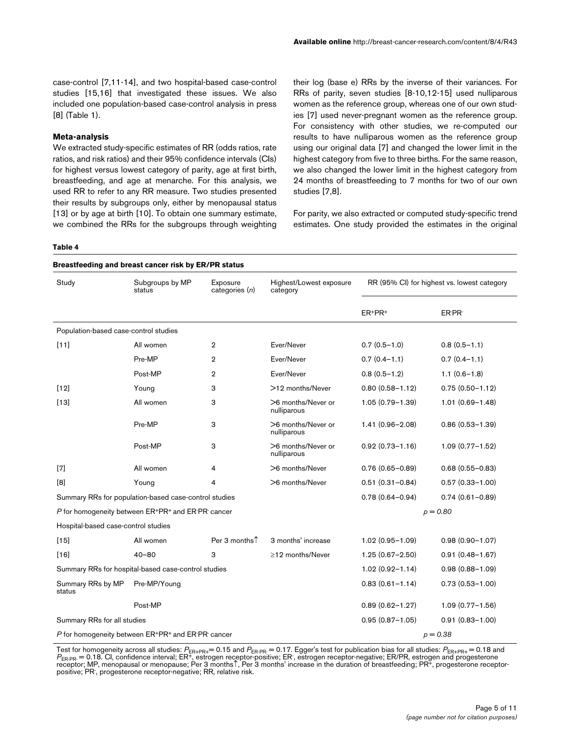case-control [7,11-14], and two hospital-based case-control studies [15,16] that investigated these issues. We also included one population-based case-control analysis in press [8] (Table 1).

### Meta-analysis

We extracted study-specific estimates of RR (odds ratios, rate ratios, and risk ratios) and their 95% confidence intervals (CIs) for highest versus lowest category of parity, age at first birth, breastfeeding, and age at menarche. For this analysis, we used RR to refer to any RR measure. Two studies presented their results by subgroups only, either by menopausal status [13] or by age at birth [10]. To obtain one summary estimate, we combined the RRs for the subgroups through weighting their log (base e) RRs by the inverse of their variances. For RRs of parity, seven studies [8-10,12-15] used nulliparous women as the reference group, whereas one of our own studies [7] used never-pregnant women as the reference group. For consistency with other studies, we re-computed our results to have nulliparous women as the reference group using our original data [7] and changed the lower limit in the highest category from five to three births. For the same reason, we also changed the lower limit in the highest category from 24 months of breastfeeding to 7 months for two of our own studies [7,8].

For parity, we also extracted or computed study-specific trend estimates. One study provided the estimates in the original

**Table 4**

**Breastfeeding and breast cancer risk by ER/PR status**

| Study | Subgroups by MP status | Exposure categories (*n*) | Highest/Lowest exposure category | RR (95% CI) for highest vs. lowest category | |
|---|---|---|---|---|---|
| | | | | ER+PR+ | ER-PR- |
| Population-based case-control studies | | | | | |
| [11] | All women | 2 | Ever/Never | 0.7 (0.5–1.0) | 0.8 (0.5–1.1) |
| | Pre-MP | 2 | Ever/Never | 0.7 (0.4–1.1) | 0.7 (0.4–1.1) |
| | Post-MP | 2 | Ever/Never | 0.8 (0.5–1.2) | 1.1 (0.6–1.8) |
| [12] | Young | 3 | >12 months/Never | 0.80 (0.58–1.12) | 0.75 (0.50–1.12) |
| [13] | All women | 3 | >6 months/Never or nulliparous | 1.05 (0.79–1.39) | 1.01 (0.69–1.48) |
| | Pre-MP | 3 | >6 months/Never or nulliparous | 1.41 (0.96–2.08) | 0.86 (0.53–1.39) |
| | Post-MP | 3 | >6 months/Never or nulliparous | 0.92 (0.73–1.16) | 1.09 (0.77–1.52) |
| [7] | All women | 4 | >6 months/Never | 0.76 (0.65–0.89) | 0.68 (0.55–0.83) |
| [8] | Young | 4 | >6 months/Never | 0.51 (0.31–0.84) | 0.57 (0.33–1.00) |
| Summary RRs for population-based case-control studies | | | | 0.78 (0.64–0.94) | 0.74 (0.61–0.89) |
| *P* for homogeneity between ER+PR+ and ER-PR- cancer | | | | *p* = 0.80 | |
| Hospital-based case-control studies | | | | | |
| [15] | All women | Per 3 months↑ | 3 months' increase | 1.02 (0.95–1.09) | 0.98 (0.90–1.07) |
| [16] | 40–80 | 3 | ≥12 months/Never | 1.25 (0.67–2.50) | 0.91 (0.48–1.67) |
| Summary RRs for hospital-based case-control studies | | | | 1.02 (0.92–1.14) | 0.98 (0.88–1.09) |
| Summary RRs by MP status | Pre-MP/Young | | | 0.83 (0.61–1.14) | 0.73 (0.53–1.00) |
| | Post-MP | | | 0.89 (0.62–1.27) | 1.09 (0.77–1.56) |
| Summary RRs for all studies | | | | 0.95 (0.87–1.05) | 0.91 (0.83–1.00) |
| *P* for homogeneity between ER+PR+ and ER-PR- cancer | | | | *p* = 0.38 | |

Test for homogeneity across all studies: $P_{ER+PR+} = 0.15$ and $P_{ER-PR-} = 0.17$. Egger's test for publication bias for all studies: $P_{ER+PR+} = 0.18$ and $P_{ER-PR-} = 0.18$. CI, confidence interval; ER+, estrogen receptor-positive; ER-, estrogen receptor-negative; ER/PR, estrogen and progesterone receptor; MP, menopausal or menopause; Per 3 months↑, Per 3 months' increase in the duration of breastfeeding; PR+, progesterone receptor-positive; PR-, progesterone receptor-negative; RR, relative risk.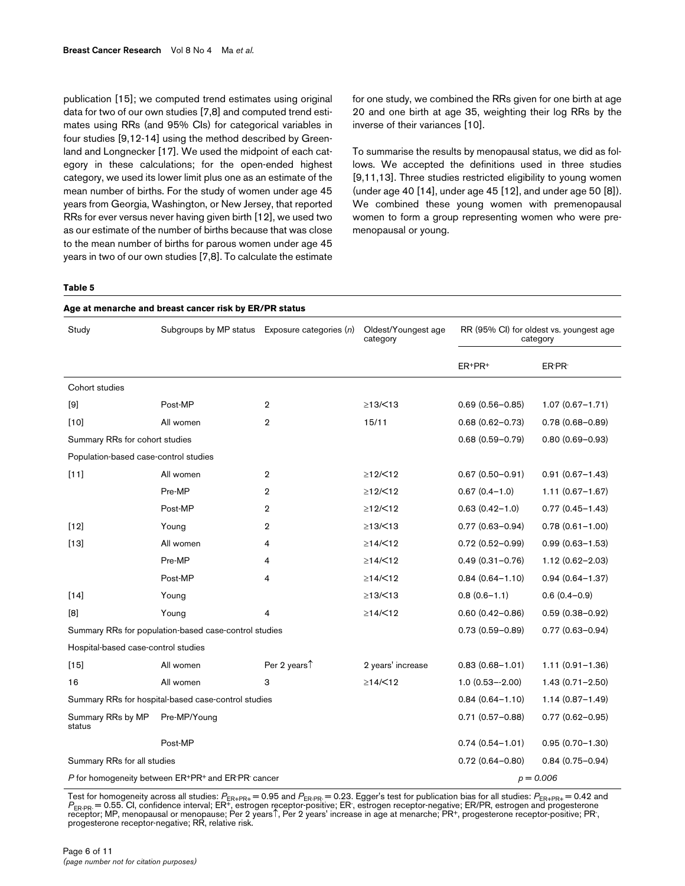publication [15]; we computed trend estimates using original data for two of our own studies [7,8] and computed trend estimates using RRs (and 95% CIs) for categorical variables in four studies [9,12-14] using the method described by Greenland and Longnecker [17]. We used the midpoint of each category in these calculations; for the open-ended highest category, we used its lower limit plus one as an estimate of the mean number of births. For the study of women under age 45 years from Georgia, Washington, or New Jersey, that reported RRs for ever versus never having given birth [12], we used two as our estimate of the number of births because that was close to the mean number of births for parous women under age 45 years in two of our own studies [7,8]. To calculate the estimate for one study, we combined the RRs given for one birth at age 20 and one birth at age 35, weighting their log RRs by the inverse of their variances [10].

To summarise the results by menopausal status, we did as follows. We accepted the definitions used in three studies [9,11,13]. Three studies restricted eligibility to young women (under age 40 [14], under age 45 [12], and under age 50 [8]). We combined these young women with premenopausal women to form a group representing women who were premenopausal or young.

**Table 5**

**Age at menarche and breast cancer risk by ER/PR status**

| Study | Subgroups by MP status | Exposure categories (*n*) | Oldest/Youngest age category | RR (95% CI) for oldest vs. youngest age category | |
|---|---|---|---|---|---|
| | | | | ER+PR+ | ER-PR- |
| Cohort studies | | | | | |
| [9] | Post-MP | 2 | ≥13/<13 | 0.69 (0.56–0.85) | 1.07 (0.67–1.71) |
| [10] | All women | 2 | 15/11 | 0.68 (0.62–0.73) | 0.78 (0.68–0.89) |
| Summary RRs for cohort studies | | | | 0.68 (0.59–0.79) | 0.80 (0.69–0.93) |
| Population-based case-control studies | | | | | |
| [11] | All women | 2 | ≥12/<12 | 0.67 (0.50–0.91) | 0.91 (0.67–1.43) |
| | Pre-MP | 2 | ≥12/<12 | 0.67 (0.4–1.0) | 1.11 (0.67–1.67) |
| | Post-MP | 2 | ≥12/<12 | 0.63 (0.42–1.0) | 0.77 (0.45–1.43) |
| [12] | Young | 2 | ≥13/<13 | 0.77 (0.63–0.94) | 0.78 (0.61–1.00) |
| [13] | All women | 4 | ≥14/<12 | 0.72 (0.52–0.99) | 0.99 (0.63–1.53) |
| | Pre-MP | 4 | ≥14/<12 | 0.49 (0.31–0.76) | 1.12 (0.62–2.03) |
| | Post-MP | 4 | ≥14/<12 | 0.84 (0.64–1.10) | 0.94 (0.64–1.37) |
| [14] | Young | | ≥13/<13 | 0.8 (0.6–1.1) | 0.6 (0.4–0.9) |
| [8] | Young | 4 | ≥14/<12 | 0.60 (0.42–0.86) | 0.59 (0.38–0.92) |
| Summary RRs for population-based case-control studies | | | | 0.73 (0.59–0.89) | 0.77 (0.63–0.94) |
| Hospital-based case-control studies | | | | | |
| [15] | All women | Per 2 years↑ | 2 years' increase | 0.83 (0.68–1.01) | 1.11 (0.91–1.36) |
| 16 | All women | 3 | ≥14/<12 | 1.0 (0.53–-2.00) | 1.43 (0.71–2.50) |
| Summary RRs for hospital-based case-control studies | | | | 0.84 (0.64–1.10) | 1.14 (0.87–1.49) |
| Summary RRs by MP status | Pre-MP/Young | | | 0.71 (0.57–0.88) | 0.77 (0.62–0.95) |
| | Post-MP | | | 0.74 (0.54–1.01) | 0.95 (0.70–1.30) |
| Summary RRs for all studies | | | | 0.72 (0.64–0.80) | 0.84 (0.75–0.94) |
| *P* for homogeneity between ER+PR+ and ER-PR- cancer | | | | *p* = 0.006 | |

Test for homogeneity across all studies: $P_{ER+PR+} = 0.95$ and $P_{ER-PR-} = 0.23$. Egger's test for publication bias for all studies: $P_{ER+PR+} = 0.42$ and $P_{ER-PR-} = 0.55$. CI, confidence interval; ER+, estrogen receptor-positive; ER-, estrogen receptor-negative; ER/PR, estrogen and progesterone receptor; MP, menopausal or menopause; Per 2 years↑, Per 2 years' increase in age at menarche; PR+, progesterone receptor-positive; PR-, progesterone receptor-negative; RR, relative risk.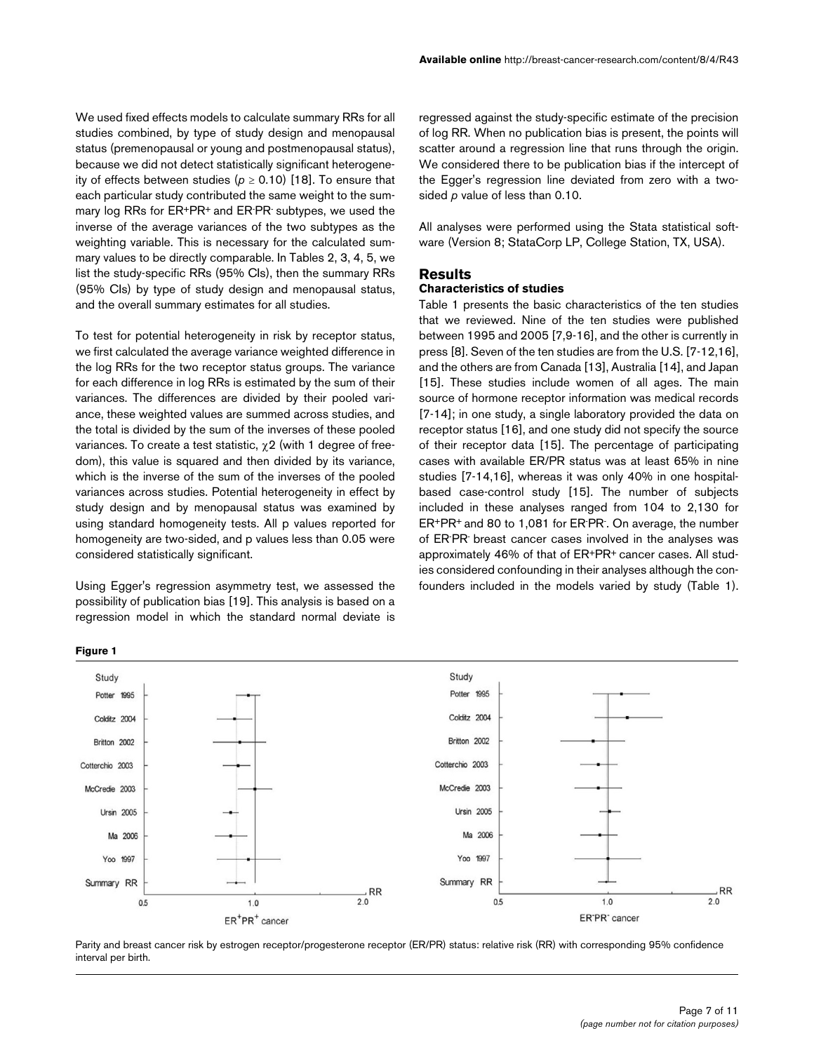We used fixed effects models to calculate summary RRs for all studies combined, by type of study design and menopausal status (premenopausal or young and postmenopausal status), because we did not detect statistically significant heterogeneity of effects between studies ($p \geq 0.10$) [18]. To ensure that each particular study contributed the same weight to the summary log RRs for ER+PR+ and ER-PR- subtypes, we used the inverse of the average variances of the two subtypes as the weighting variable. This is necessary for the calculated summary values to be directly comparable. In Tables 2, 3, 4, 5, we list the study-specific RRs (95% CIs), then the summary RRs (95% CIs) by type of study design and menopausal status, and the overall summary estimates for all studies.

To test for potential heterogeneity in risk by receptor status, we first calculated the average variance weighted difference in the log RRs for the two receptor status groups. The variance for each difference in log RRs is estimated by the sum of their variances. The differences are divided by their pooled variance, these weighted values are summed across studies, and the total is divided by the sum of the inverses of these pooled variances. To create a test statistic, $\chi 2$ (with 1 degree of freedom), this value is squared and then divided by its variance, which is the inverse of the sum of the inverses of the pooled variances across studies. Potential heterogeneity in effect by study design and by menopausal status was examined by using standard homogeneity tests. All p values reported for homogeneity are two-sided, and p values less than 0.05 were considered statistically significant.

Using Egger's regression asymmetry test, we assessed the possibility of publication bias [19]. This analysis is based on a regression model in which the standard normal deviate is regressed against the study-specific estimate of the precision of log RR. When no publication bias is present, the points will scatter around a regression line that runs through the origin. We considered there to be publication bias if the intercept of the Egger's regression line deviated from zero with a two-sided $p$ value of less than 0.10.

All analyses were performed using the Stata statistical software (Version 8; StataCorp LP, College Station, TX, USA).

## Results

### Characteristics of studies

Table 1 presents the basic characteristics of the ten studies that we reviewed. Nine of the ten studies were published between 1995 and 2005 [7,9-16], and the other is currently in press [8]. Seven of the ten studies are from the U.S. [7-12,16], and the others are from Canada [13], Australia [14], and Japan [15]. These studies include women of all ages. The main source of hormone receptor information was medical records [7-14]; in one study, a single laboratory provided the data on receptor status [16], and one study did not specify the source of their receptor data [15]. The percentage of participating cases with available ER/PR status was at least 65% in nine studies [7-14,16], whereas it was only 40% in one hospital-based case-control study [15]. The number of subjects included in these analyses ranged from 104 to 2,130 for ER+PR+ and 80 to 1,081 for ER-PR-. On average, the number of ER-PR- breast cancer cases involved in the analyses was approximately 46% of that of ER+PR+ cancer cases. All studies considered confounding in their analyses although the confounders included in the models varied by study (Table 1).

**Figure 1**

Study
Potter 1995
Colditz 2004
Britton 2002
Cotterchio 2003
McCredie 2003
Ursin 2005
Ma 2006
Yoo 1997
Summary RR
0.5
1.0
2.0
RR
ER+PR+ cancer

Study
Potter 1995
Colditz 2004
Britton 2002
Cotterchio 2003
McCredie 2003
Ursin 2005
Ma 2006
Yoo 1997
Summary RR
0.5
1.0
2.0
RR
ER-PR- cancer

Parity and breast cancer risk by estrogen receptor/progesterone receptor (ER/PR) status: relative risk (RR) with corresponding 95% confidence interval per birth.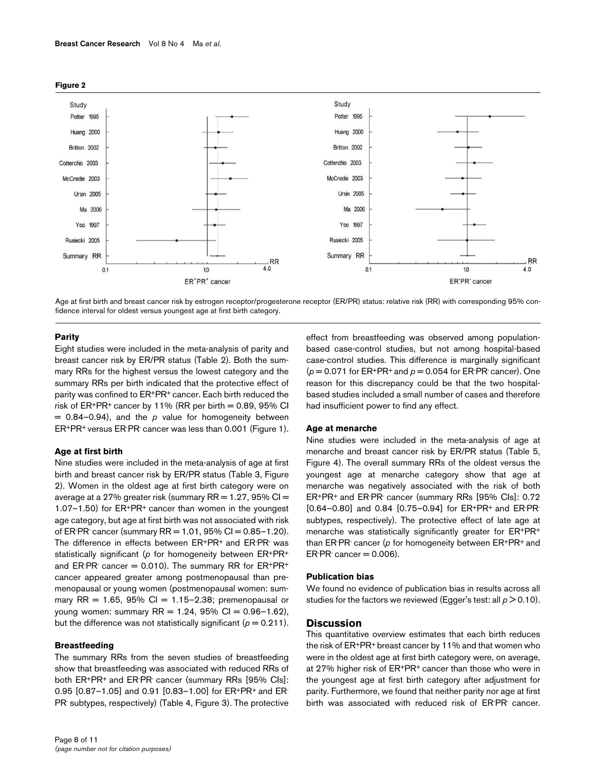**Figure 2**

Study

Potter 1995

Huang 2000

Britton 2002

Cotterchio 2003

McCredie 2003

Ursin 2005

Ma 2006

Yoo 1997

Rusiecki 2005

Summary RR

0.1 1.0 4.0 RR

ER+PR+ cancer

Study

Potter 1995

Huang 2000

Britton 2002

Cotterchio 2003

McCredie 2003

Ursin 2005

Ma 2006

Yoo 1997

Rusiecki 2005

Summary RR

0.1 1.0 4.0 RR

ER-PR- cancer

Age at first birth and breast cancer risk by estrogen receptor/progesterone receptor (ER/PR) status: relative risk (RR) with corresponding 95% confidence interval for oldest versus youngest age at first birth category.

### Parity

Eight studies were included in the meta-analysis of parity and breast cancer risk by ER/PR status (Table 2). Both the summary RRs for the highest versus the lowest category and the summary RRs per birth indicated that the protective effect of parity was confined to ER+PR+ cancer. Each birth reduced the risk of ER+PR+ cancer by 11% (RR per birth = 0.89, 95% CI = 0.84–0.94), and the *p* value for homogeneity between ER+PR+ versus ER-PR- cancer was less than 0.001 (Figure 1).

### Age at first birth

Nine studies were included in the meta-analysis of age at first birth and breast cancer risk by ER/PR status (Table 3, Figure 2). Women in the oldest age at first birth category were on average at a 27% greater risk (summary RR = 1.27, 95% CI = 1.07–1.50) for ER+PR+ cancer than women in the youngest age category, but age at first birth was not associated with risk of ER-PR- cancer (summary RR = 1.01, 95% CI = 0.85–1.20). The difference in effects between ER+PR+ and ER-PR- was statistically significant (*p* for homogeneity between ER+PR+ and ER-PR- cancer = 0.010). The summary RR for ER+PR+ cancer appeared greater among postmenopausal than premenopausal or young women (postmenopausal women: summary RR = 1.65, 95% CI = 1.15–2.38; premenopausal or young women: summary RR = 1.24, 95% CI = 0.96–1.62), but the difference was not statistically significant ($p = 0.211$).

### Breastfeeding

The summary RRs from the seven studies of breastfeeding show that breastfeeding was associated with reduced RRs of both ER+PR+ and ER-PR- cancer (summary RRs [95% CIs]: 0.95 [0.87–1.05] and 0.91 [0.83–1.00] for ER+PR+ and ER-PR- subtypes, respectively) (Table 4, Figure 3). The protective effect from breastfeeding was observed among population-based case-control studies, but not among hospital-based case-control studies. This difference is marginally significant ($p = 0.071$ for ER+PR+ and $p = 0.054$ for ER-PR- cancer). One reason for this discrepancy could be that the two hospital-based studies included a small number of cases and therefore had insufficient power to find any effect.

### Age at menarche

Nine studies were included in the meta-analysis of age at menarche and breast cancer risk by ER/PR status (Table 5, Figure 4). The overall summary RRs of the oldest versus the youngest age at menarche category show that age at menarche was negatively associated with the risk of both ER+PR+ and ER-PR- cancer (summary RRs [95% CIs]: 0.72 [0.64–0.80] and 0.84 [0.75–0.94] for ER+PR+ and ER-PR- subtypes, respectively). The protective effect of late age at menarche was statistically significantly greater for ER+PR+ than ER-PR- cancer (*p* for homogeneity between ER+PR+ and ER-PR- cancer = 0.006).

### Publication bias

We found no evidence of publication bias in results across all studies for the factors we reviewed (Egger's test: all $p > 0.10$).

## Discussion

This quantitative overview estimates that each birth reduces the risk of ER+PR+ breast cancer by 11% and that women who were in the oldest age at first birth category were, on average, at 27% higher risk of ER+PR+ cancer than those who were in the youngest age at first birth category after adjustment for parity. Furthermore, we found that neither parity nor age at first birth was associated with reduced risk of ER-PR- cancer.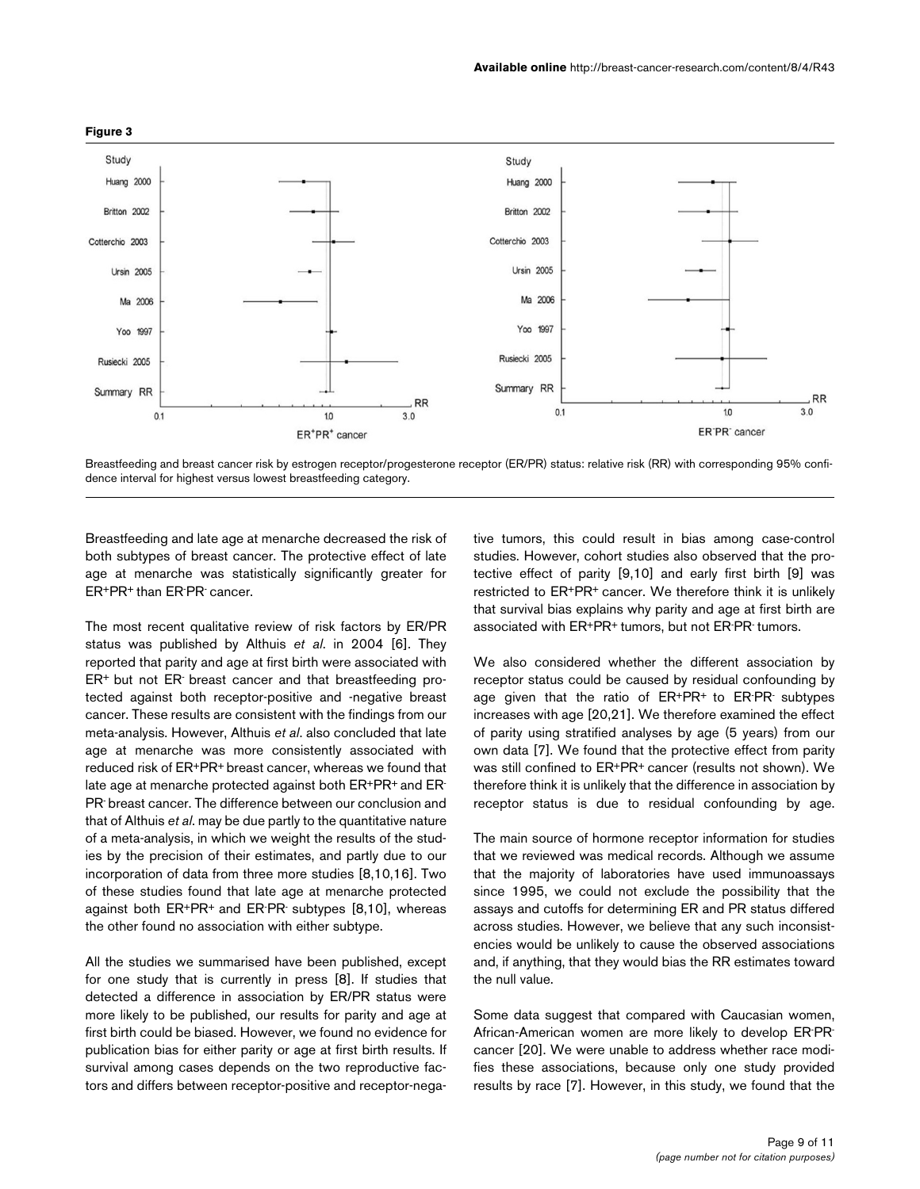**Figure 3**

Study

Huang 2000

Britton 2002

Cotterchio 2003

Ursin 2005

Ma 2006

Yoo 1997

Rusiecki 2005

Summary RR

0.1 1.0 3.0

RR

$ER^+PR^+$ cancer

Study

Huang 2000

Britton 2002

Cotterchio 2003

Ursin 2005

Ma 2006

Yoo 1997

Rusiecki 2005

Summary RR

0.1 1.0 3.0

RR

$ER^-PR^-$ cancer

Breastfeeding and breast cancer risk by estrogen receptor/progesterone receptor (ER/PR) status: relative risk (RR) with corresponding 95% confidence interval for highest versus lowest breastfeeding category.

Breastfeeding and late age at menarche decreased the risk of both subtypes of breast cancer. The protective effect of late age at menarche was statistically significantly greater for $ER^+PR^+$ than $ER^-PR^-$ cancer.

The most recent qualitative review of risk factors by ER/PR status was published by Althuis *et al*. in 2004 [6]. They reported that parity and age at first birth were associated with $ER^+$ but not $ER^-$ breast cancer and that breastfeeding protected against both receptor-positive and -negative breast cancer. These results are consistent with the findings from our meta-analysis. However, Althuis *et al*. also concluded that late age at menarche was more consistently associated with reduced risk of $ER^+PR^+$ breast cancer, whereas we found that late age at menarche protected against both $ER^+PR^+$ and $ER^-PR^-$ breast cancer. The difference between our conclusion and that of Althuis *et al*. may be due partly to the quantitative nature of a meta-analysis, in which we weight the results of the studies by the precision of their estimates, and partly due to our incorporation of data from three more studies [8,10,16]. Two of these studies found that late age at menarche protected against both $ER^+PR^+$ and $ER^-PR^-$ subtypes [8,10], whereas the other found no association with either subtype.

All the studies we summarised have been published, except for one study that is currently in press [8]. If studies that detected a difference in association by ER/PR status were more likely to be published, our results for parity and age at first birth could be biased. However, we found no evidence for publication bias for either parity or age at first birth results. If survival among cases depends on the two reproductive factors and differs between receptor-positive and receptor-negative tumors, this could result in bias among case-control studies. However, cohort studies also observed that the protective effect of parity [9,10] and early first birth [9] was restricted to $ER^+PR^+$ cancer. We therefore think it is unlikely that survival bias explains why parity and age at first birth are associated with $ER^+PR^+$ tumors, but not $ER^-PR^-$ tumors.

We also considered whether the different association by receptor status could be caused by residual confounding by age given that the ratio of $ER^+PR^+$ to $ER^-PR^-$ subtypes increases with age [20,21]. We therefore examined the effect of parity using stratified analyses by age (5 years) from our own data [7]. We found that the protective effect from parity was still confined to $ER^+PR^+$ cancer (results not shown). We therefore think it is unlikely that the difference in association by receptor status is due to residual confounding by age.

The main source of hormone receptor information for studies that we reviewed was medical records. Although we assume that the majority of laboratories have used immunoassays since 1995, we could not exclude the possibility that the assays and cutoffs for determining ER and PR status differed across studies. However, we believe that any such inconsistencies would be unlikely to cause the observed associations and, if anything, that they would bias the RR estimates toward the null value.

Some data suggest that compared with Caucasian women, African-American women are more likely to develop $ER^-PR^-$ cancer [20]. We were unable to address whether race modifies these associations, because only one study provided results by race [7]. However, in this study, we found that the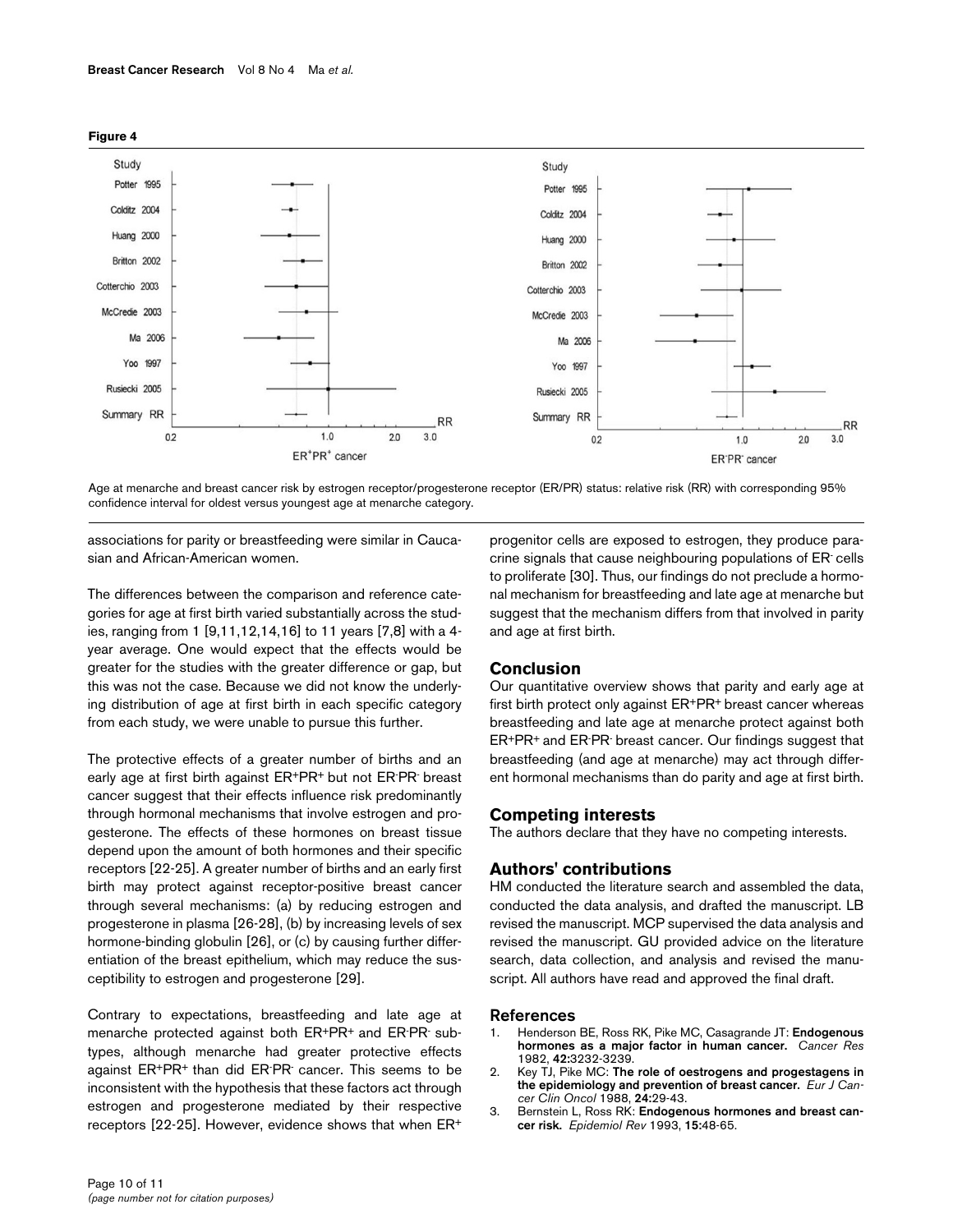**Figure 4**

Study

Potter 1995

Colditz 2004

Huang 2000

Britton 2002

Cotterchio 2003

McCredie 2003

Ma 2006

Yoo 1997

Rusiecki 2005

Summary RR

0.2 1.0 2.0 3.0

RR

ER+PR+ cancer

Study

Potter 1995

Colditz 2004

Huang 2000

Britton 2002

Cotterchio 2003

McCredie 2003

Ma 2006

Yoo 1997

Rusiecki 2005

Summary RR

0.2 1.0 2.0 3.0

RR

ER-PR- cancer

Age at menarche and breast cancer risk by estrogen receptor/progesterone receptor (ER/PR) status: relative risk (RR) with corresponding 95% confidence interval for oldest versus youngest age at menarche category.

associations for parity or breastfeeding were similar in Caucasian and African-American women.

The differences between the comparison and reference categories for age at first birth varied substantially across the studies, ranging from 1 [9,11,12,14,16] to 11 years [7,8] with a 4-year average. One would expect that the effects would be greater for the studies with the greater difference or gap, but this was not the case. Because we did not know the underlying distribution of age at first birth in each specific category from each study, we were unable to pursue this further.

The protective effects of a greater number of births and an early age at first birth against ER+PR+ but not ER-PR- breast cancer suggest that their effects influence risk predominantly through hormonal mechanisms that involve estrogen and progesterone. The effects of these hormones on breast tissue depend upon the amount of both hormones and their specific receptors [22-25]. A greater number of births and an early first birth may protect against receptor-positive breast cancer through several mechanisms: (a) by reducing estrogen and progesterone in plasma [26-28], (b) by increasing levels of sex hormone-binding globulin [26], or (c) by causing further differentiation of the breast epithelium, which may reduce the susceptibility to estrogen and progesterone [29].

Contrary to expectations, breastfeeding and late age at menarche protected against both ER+PR+ and ER-PR- subtypes, although menarche had greater protective effects against ER+PR+ than did ER-PR- cancer. This seems to be inconsistent with the hypothesis that these factors act through estrogen and progesterone mediated by their respective receptors [22-25]. However, evidence shows that when ER+ progenitor cells are exposed to estrogen, they produce paracrine signals that cause neighbouring populations of ER- cells to proliferate [30]. Thus, our findings do not preclude a hormonal mechanism for breastfeeding and late age at menarche but suggest that the mechanism differs from that involved in parity and age at first birth.

## Conclusion

Our quantitative overview shows that parity and early age at first birth protect only against ER+PR+ breast cancer whereas breastfeeding and late age at menarche protect against both ER+PR+ and ER-PR- breast cancer. Our findings suggest that breastfeeding (and age at menarche) may act through different hormonal mechanisms than do parity and age at first birth.

## Competing interests

The authors declare that they have no competing interests.

## Authors' contributions

HM conducted the literature search and assembled the data, conducted the data analysis, and drafted the manuscript. LB revised the manuscript. MCP supervised the data analysis and revised the manuscript. GU provided advice on the literature search, data collection, and analysis and revised the manuscript. All authors have read and approved the final draft.

## References

1. Henderson BE, Ross RK, Pike MC, Casagrande JT: **Endogenous hormones as a major factor in human cancer.** *Cancer Res* 1982, **42:**3232-3239.
2. Key TJ, Pike MC: **The role of oestrogens and progestagens in the epidemiology and prevention of breast cancer.** *Eur J Cancer Clin Oncol* 1988, **24:**29-43.
3. Bernstein L, Ross RK: **Endogenous hormones and breast cancer risk.** *Epidemiol Rev* 1993, **15:**48-65.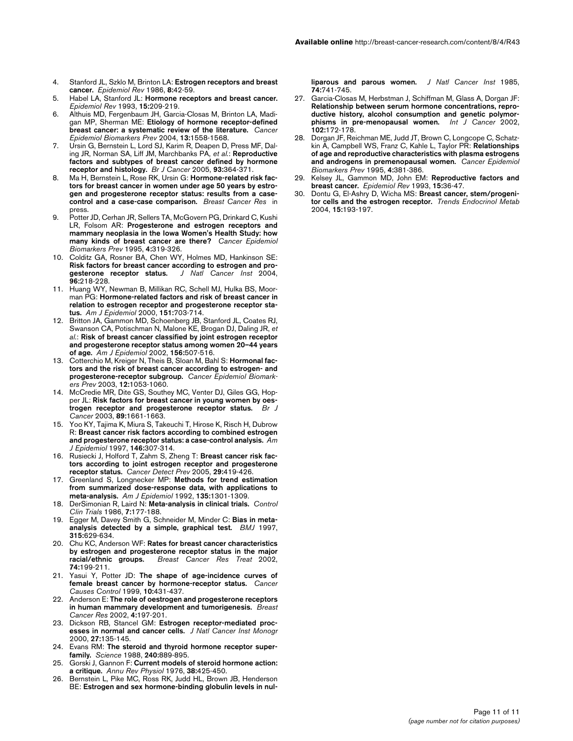4. Stanford JL, Szklo M, Brinton LA: **Estrogen receptors and breast cancer.** *Epidemiol Rev* 1986, **8:**42-59.
5. Habel LA, Stanford JL: **Hormone receptors and breast cancer.** *Epidemiol Rev* 1993, **15:**209-219.
6. Althuis MD, Fergenbaum JH, Garcia-Closas M, Brinton LA, Madigan MP, Sherman ME: **Etiology of hormone receptor-defined breast cancer: a systematic review of the literature.** *Cancer Epidemiol Biomarkers Prev* 2004, **13:**1558-1568.
7. Ursin G, Bernstein L, Lord SJ, Karim R, Deapen D, Press MF, Daling JR, Norman SA, Liff JM, Marchbanks PA, *et al.*: **Reproductive factors and subtypes of breast cancer defined by hormone receptor and histology.** *Br J Cancer* 2005, **93:**364-371.
8. Ma H, Bernstein L, Rose RK, Ursin G: **Hormone-related risk factors for breast cancer in women under age 50 years by estrogen and progesterone receptor status: results from a case-control and a case-case comparison.** *Breast Cancer Res* in press.
9. Potter JD, Cerhan JR, Sellers TA, McGovern PG, Drinkard C, Kushi LR, Folsom AR: **Progesterone and estrogen receptors and mammary neoplasia in the Iowa Women's Health Study: how many kinds of breast cancer are there?** *Cancer Epidemiol Biomarkers Prev* 1995, **4:**319-326.
10. Colditz GA, Rosner BA, Chen WY, Holmes MD, Hankinson SE: **Risk factors for breast cancer according to estrogen and progesterone receptor status.** *J Natl Cancer Inst* 2004, **96:**218-228.
11. Huang WY, Newman B, Millikan RC, Schell MJ, Hulka BS, Moorman PG: **Hormone-related factors and risk of breast cancer in relation to estrogen receptor and progesterone receptor status.** *Am J Epidemiol* 2000, **151:**703-714.
12. Britton JA, Gammon MD, Schoenberg JB, Stanford JL, Coates RJ, Swanson CA, Potischman N, Malone KE, Brogan DJ, Daling JR, *et al.*: **Risk of breast cancer classified by joint estrogen receptor and progesterone receptor status among women 20–44 years of age.** *Am J Epidemiol* 2002, **156:**507-516.
13. Cotterchio M, Kreiger N, Theis B, Sloan M, Bahl S: **Hormonal factors and the risk of breast cancer according to estrogen- and progesterone-receptor subgroup.** *Cancer Epidemiol Biomarkers Prev* 2003, **12:**1053-1060.
14. McCredie MR, Dite GS, Southey MC, Venter DJ, Giles GG, Hopper JL: **Risk factors for breast cancer in young women by oestrogen receptor and progesterone receptor status.** *Br J Cancer* 2003, **89:**1661-1663.
15. Yoo KY, Tajima K, Miura S, Takeuchi T, Hirose K, Risch H, Dubrow R: **Breast cancer risk factors according to combined estrogen and progesterone receptor status: a case-control analysis.** *Am J Epidemiol* 1997, **146:**307-314.
16. Rusiecki J, Holford T, Zahm S, Zheng T: **Breast cancer risk factors according to joint estrogen receptor and progesterone receptor status.** *Cancer Detect Prev* 2005, **29:**419-426.
17. Greenland S, Longnecker MP: **Methods for trend estimation from summarized dose-response data, with applications to meta-analysis.** *Am J Epidemiol* 1992, **135:**1301-1309.
18. DerSimonian R, Laird N: **Meta-analysis in clinical trials.** *Control Clin Trials* 1986, **7:**177-188.
19. Egger M, Davey Smith G, Schneider M, Minder C: **Bias in meta-analysis detected by a simple, graphical test.** *BMJ* 1997, **315:**629-634.
20. Chu KC, Anderson WF: **Rates for breast cancer characteristics by estrogen and progesterone receptor status in the major racial/ethnic groups.** *Breast Cancer Res Treat* 2002, **74:**199-211.
21. Yasui Y, Potter JD: **The shape of age-incidence curves of female breast cancer by hormone-receptor status.** *Cancer Causes Control* 1999, **10:**431-437.
22. Anderson E: **The role of oestrogen and progesterone receptors in human mammary development and tumorigenesis.** *Breast Cancer Res* 2002, **4:**197-201.
23. Dickson RB, Stancel GM: **Estrogen receptor-mediated processes in normal and cancer cells.** *J Natl Cancer Inst Monogr* 2000, **27:**135-145.
24. Evans RM: **The steroid and thyroid hormone receptor superfamily.** *Science* 1988, **240:**889-895.
25. Gorski J, Gannon F: **Current models of steroid hormone action: a critique.** *Annu Rev Physiol* 1976, **38:**425-450.
26. Bernstein L, Pike MC, Ross RK, Judd HL, Brown JB, Henderson BE: **Estrogen and sex hormone-binding globulin levels in nulliparous and parous women.** *J Natl Cancer Inst* 1985, **74:**741-745.
27. Garcia-Closas M, Herbstman J, Schiffman M, Glass A, Dorgan JF: **Relationship between serum hormone concentrations, reproductive history, alcohol consumption and genetic polymorphisms in pre-menopausal women.** *Int J Cancer* 2002, **102:**172-178.
28. Dorgan JF, Reichman ME, Judd JT, Brown C, Longcope C, Schatzkin A, Campbell WS, Franz C, Kahle L, Taylor PR: **Relationships of age and reproductive characteristics with plasma estrogens and androgens in premenopausal women.** *Cancer Epidemiol Biomarkers Prev* 1995, **4:**381-386.
29. Kelsey JL, Gammon MD, John EM: **Reproductive factors and breast cancer.** *Epidemiol Rev* 1993, **15:**36-47.
30. Dontu G, El-Ashry D, Wicha MS: **Breast cancer, stem/progenitor cells and the estrogen receptor.** *Trends Endocrinol Metab* 2004, **15:**193-197.